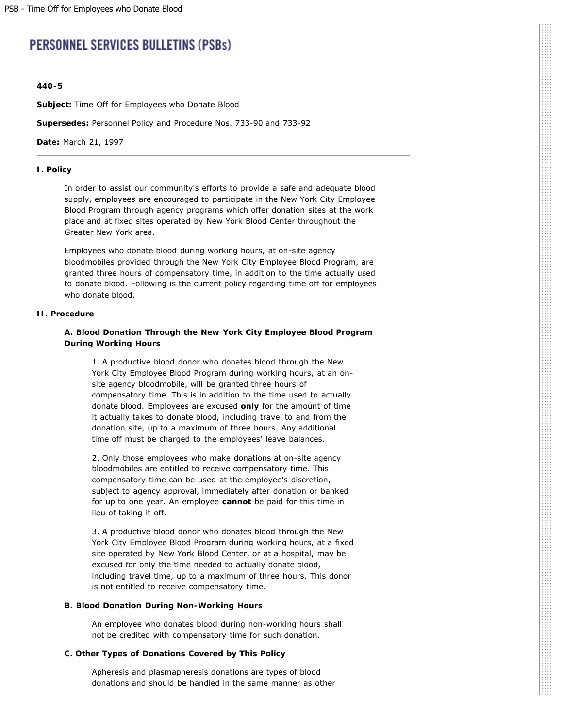# PERSONNEL SERVICES BULLETINS (PSBs)

**440-5**

**Subject:** Time Off for Employees who Donate Blood

**Supersedes:** Personnel Policy and Procedure Nos. 733-90 and 733-92

**Date:** March 21, 1997

---

### I. Policy

In order to assist our community's efforts to provide a safe and adequate blood supply, employees are encouraged to participate in the New York City Employee Blood Program through agency programs which offer donation sites at the work place and at fixed sites operated by New York Blood Center throughout the Greater New York area.

Employees who donate blood during working hours, at on-site agency bloodmobiles provided through the New York City Employee Blood Program, are granted three hours of compensatory time, in addition to the time actually used to donate blood. Following is the current policy regarding time off for employees who donate blood.

### II. Procedure

#### A. Blood Donation Through the New York City Employee Blood Program During Working Hours

1. A productive blood donor who donates blood through the New York City Employee Blood Program during working hours, at an on-site agency bloodmobile, will be granted three hours of compensatory time. This is in addition to the time used to actually donate blood. Employees are excused **only** for the amount of time it actually takes to donate blood, including travel to and from the donation site, up to a maximum of three hours. Any additional time off must be charged to the employees' leave balances.

2. Only those employees who make donations at on-site agency bloodmobiles are entitled to receive compensatory time. This compensatory time can be used at the employee's discretion, subject to agency approval, immediately after donation or banked for up to one year. An employee **cannot** be paid for this time in lieu of taking it off.

3. A productive blood donor who donates blood through the New York City Employee Blood Program during working hours, at a fixed site operated by New York Blood Center, or at a hospital, may be excused for only the time needed to actually donate blood, including travel time, up to a maximum of three hours. This donor is not entitled to receive compensatory time.

#### B. Blood Donation During Non-Working Hours

An employee who donates blood during non-working hours shall not be credited with compensatory time for such donation.

#### C. Other Types of Donations Covered by This Policy

Apheresis and plasmapheresis donations are types of blood donations and should be handled in the same manner as other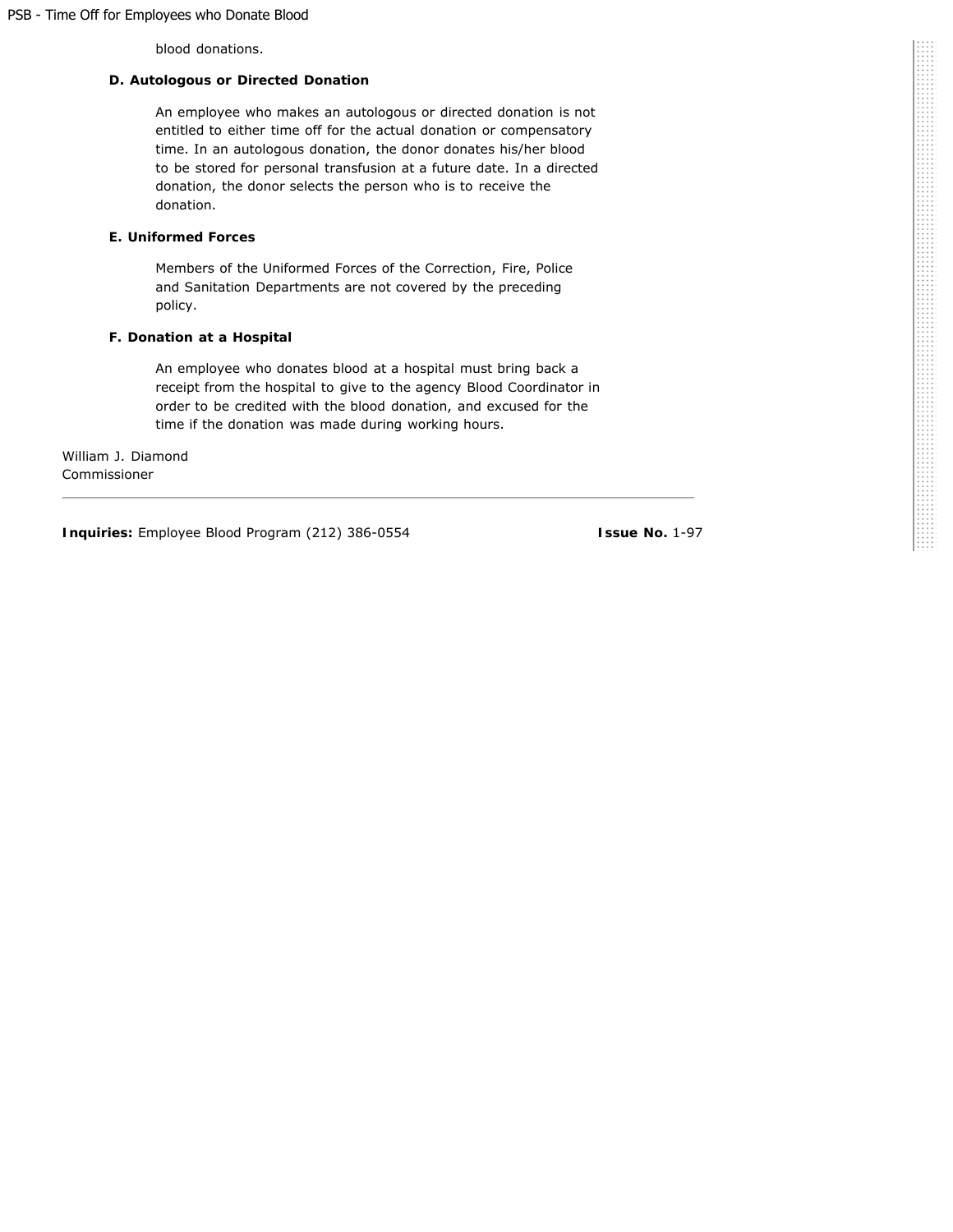blood donations.

**D. Autologous or Directed Donation**

An employee who makes an autologous or directed donation is not entitled to either time off for the actual donation or compensatory time. In an autologous donation, the donor donates his/her blood to be stored for personal transfusion at a future date. In a directed donation, the donor selects the person who is to receive the donation.

**E. Uniformed Forces**

Members of the Uniformed Forces of the Correction, Fire, Police and Sanitation Departments are not covered by the preceding policy.

**F. Donation at a Hospital**

An employee who donates blood at a hospital must bring back a receipt from the hospital to give to the agency Blood Coordinator in order to be credited with the blood donation, and excused for the time if the donation was made during working hours.

William J. Diamond
Commissioner

---

**Inquiries:** Employee Blood Program (212) 386-0554 **Issue No.** 1-97